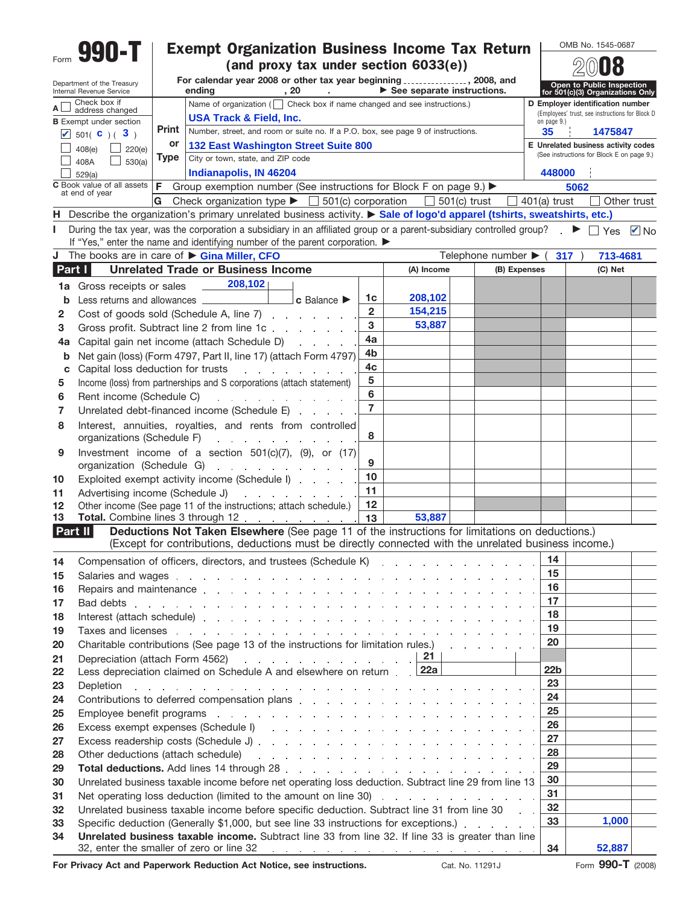Form **990-T**

# Exempt Organization Business Income Tax Return
## (and proxy tax under section 6033(e))

Department of the Treasury
Internal Revenue Service

For calendar year 2008 or other tax year beginning ______________, 2008, and ending ________, 20 ____ . ▶ See separate instructions.

OMB No. 1545-0687

**2008**

**Open to Public Inspection for 501(c)(3) Organizations Only**

**A** ☐ Check box if address changed

**B** Exempt under section
☑ 501( **c** )( **3** )
☐ 408(e) ☐ 220(e)
☐ 408A ☐ 530(a)
☐ 529(a)

**C** Book value of all assets at end of year

Print or Type

Name of organization (☐ Check box if name changed and see instructions.)
**USA Track & Field, Inc.**

Number, street, and room or suite no. If a P.O. box, see page 9 of instructions.
**132 East Washington Street Suite 800**

City or town, state, and ZIP code
**Indianapolis, IN 46204**

**D** Employer identification number (Employees' trust, see instructions for Block D on page 9.)
**35 1475847**

**E** Unrelated business activity codes (See instructions for Block E on page 9.)
**448000**

**F** Group exemption number (See instructions for Block F on page 9.) ▶ **5062**

**G** Check organization type ▶ ☐ 501(c) corporation ☐ 501(c) trust ☐ 401(a) trust ☐ Other trust

**H** Describe the organization's primary unrelated business activity. ▶ **Sale of logo'd apparel (tshirts, sweatshirts, etc.)**

**I** During the tax year, was the corporation a subsidiary in an affiliated group or a parent-subsidiary controlled group? ▶ ☐ Yes ☑ No
If "Yes," enter the name and identifying number of the parent corporation. ▶

**J** The books are in care of ▶ **Gina Miller, CFO** Telephone number ▶ ( **317** ) **713-4681**

## Part I Unrelated Trade or Business Income

| | | Line | (A) Income | (B) Expenses | (C) Net |
|---|---|---|---|---|---|
| 1a | Gross receipts or sales 208,102 | | | | |
| b | Less returns and allowances ________ c Balance ▶ | 1c | 208,102 | | |
| 2 | Cost of goods sold (Schedule A, line 7) | 2 | 154,215 | | |
| 3 | Gross profit. Subtract line 2 from line 1c | 3 | 53,887 | | |
| 4a | Capital gain net income (attach Schedule D) | 4a | | | |
| b | Net gain (loss) (Form 4797, Part II, line 17) (attach Form 4797) | 4b | | | |
| c | Capital loss deduction for trusts | 4c | | | |
| 5 | Income (loss) from partnerships and S corporations (attach statement) | 5 | | | |
| 6 | Rent income (Schedule C) | 6 | | | |
| 7 | Unrelated debt-financed income (Schedule E) | 7 | | | |
| 8 | Interest, annuities, royalties, and rents from controlled organizations (Schedule F) | 8 | | | |
| 9 | Investment income of a section 501(c)(7), (9), or (17) organization (Schedule G) | 9 | | | |
| 10 | Exploited exempt activity income (Schedule I) | 10 | | | |
| 11 | Advertising income (Schedule J) | 11 | | | |
| 12 | Other income (See page 11 of the instructions; attach schedule.) | 12 | | | |
| 13 | **Total.** Combine lines 3 through 12 | 13 | 53,887 | | |

## Part II Deductions Not Taken Elsewhere

(See page 11 of the instructions for limitations on deductions.) (Except for contributions, deductions must be directly connected with the unrelated business income.)

| | | Line | Amount |
|---|---|---|---|
| 14 | Compensation of officers, directors, and trustees (Schedule K) | 14 | |
| 15 | Salaries and wages | 15 | |
| 16 | Repairs and maintenance | 16 | |
| 17 | Bad debts | 17 | |
| 18 | Interest (attach schedule) | 18 | |
| 19 | Taxes and licenses | 19 | |
| 20 | Charitable contributions (See page 13 of the instructions for limitation rules.) | 20 | |
| 21 | Depreciation (attach Form 4562) — 21 ________ | | |
| 22 | Less depreciation claimed on Schedule A and elsewhere on return — 22a ________ | 22b | |
| 23 | Depletion | 23 | |
| 24 | Contributions to deferred compensation plans | 24 | |
| 25 | Employee benefit programs | 25 | |
| 26 | Excess exempt expenses (Schedule I) | 26 | |
| 27 | Excess readership costs (Schedule J) | 27 | |
| 28 | Other deductions (attach schedule) | 28 | |
| 29 | **Total deductions.** Add lines 14 through 28 | 29 | |
| 30 | Unrelated business taxable income before net operating loss deduction. Subtract line 29 from line 13 | 30 | |
| 31 | Net operating loss deduction (limited to the amount on line 30) | 31 | |
| 32 | Unrelated business taxable income before specific deduction. Subtract line 31 from line 30 | 32 | |
| 33 | Specific deduction (Generally $1,000, but see line 33 instructions for exceptions.) | 33 | 1,000 |
| 34 | **Unrelated business taxable income.** Subtract line 33 from line 32. If line 33 is greater than line 32, enter the smaller of zero or line 32 | 34 | 52,887 |

For Privacy Act and Paperwork Reduction Act Notice, see instructions. Cat. No. 11291J Form **990-T** (2008)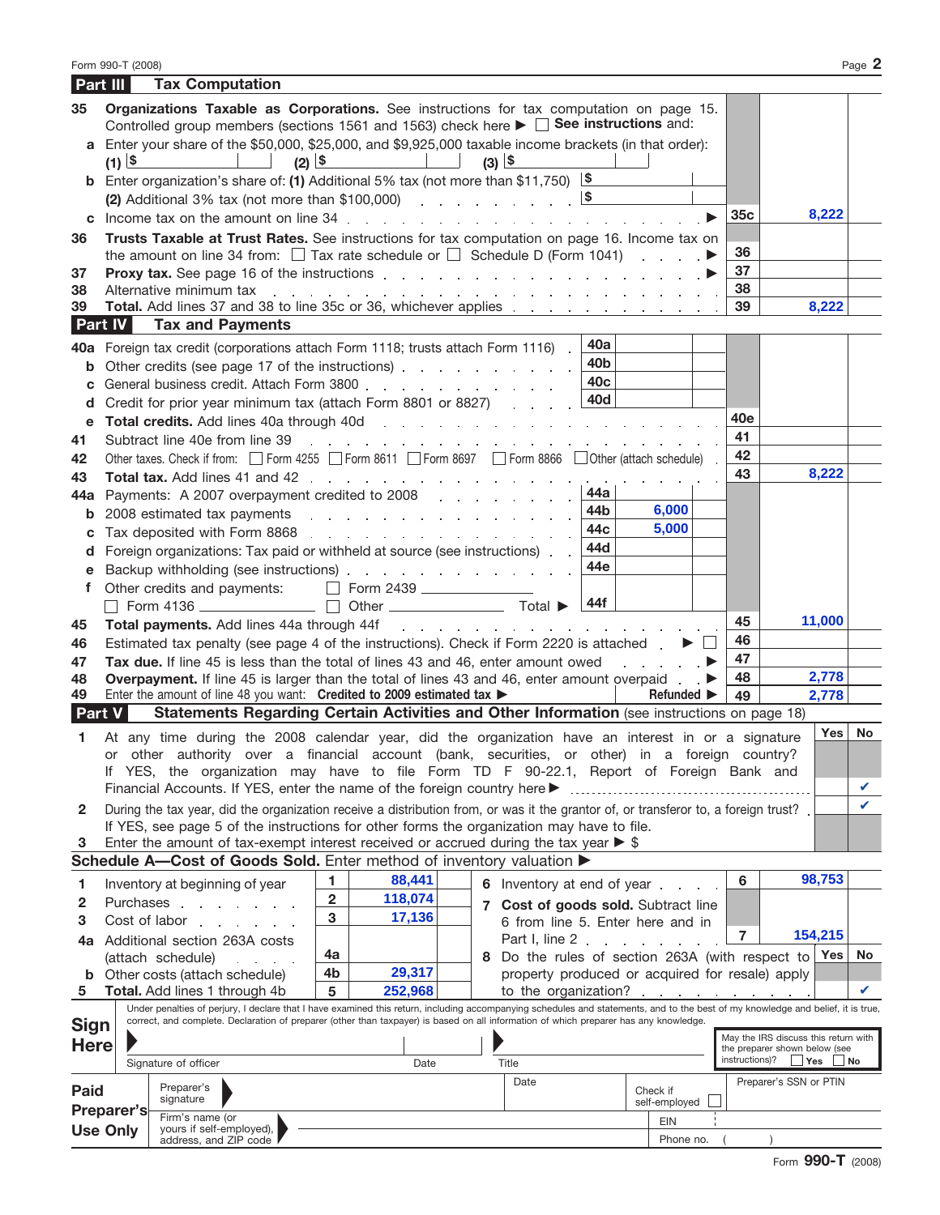Form 990-T (2008)

## Part III Tax Computation

| Line | Description | | Line | Amount |
|---|---|---|---|---|
| 35 | **Organizations Taxable as Corporations.** See instructions for tax computation on page 15. Controlled group members (sections 1561 and 1563) check here ▶ ☐ **See instructions** and: | | | |
| a | Enter your share of the $50,000, $25,000, and $9,925,000 taxable income brackets (in that order): (1) $ (2) $ (3) $ | | | |
| b | Enter organization's share of: **(1)** Additional 5% tax (not more than $11,750) | $ | | |
| | (2) Additional 3% tax (not more than $100,000) | $ | | |
| c | Income tax on the amount on line 34 ▶ | | 35c | 8,222 |
| 36 | **Trusts Taxable at Trust Rates.** See instructions for tax computation on page 16. Income tax on the amount on line 34 from: ☐ Tax rate schedule or ☐ Schedule D (Form 1041) ▶ | | 36 | |
| 37 | **Proxy tax.** See page 16 of the instructions ▶ | | 37 | |
| 38 | Alternative minimum tax | | 38 | |
| 39 | **Total.** Add lines 37 and 38 to line 35c or 36, whichever applies | | 39 | 8,222 |

## Part IV Tax and Payments

| Line | Description | Line | Amount | Line | Amount |
|---|---|---|---|---|---|
| 40a | Foreign tax credit (corporations attach Form 1118; trusts attach Form 1116) | 40a | | | |
| b | Other credits (see page 17 of the instructions) | 40b | | | |
| c | General business credit. Attach Form 3800 | 40c | | | |
| d | Credit for prior year minimum tax (attach Form 8801 or 8827) | 40d | | | |
| e | **Total credits.** Add lines 40a through 40d | | | 40e | |
| 41 | Subtract line 40e from line 39 | | | 41 | |
| 42 | Other taxes. Check if from: ☐ Form 4255 ☐ Form 8611 ☐ Form 8697 ☐ Form 8866 ☐ Other (attach schedule) | | | 42 | |
| 43 | **Total tax.** Add lines 41 and 42 | | | 43 | 8,222 |
| 44a | Payments: A 2007 overpayment credited to 2008 | 44a | | | |
| b | 2008 estimated tax payments | 44b | 6,000 | | |
| c | Tax deposited with Form 8868 | 44c | 5,000 | | |
| d | Foreign organizations: Tax paid or withheld at source (see instructions) | 44d | | | |
| e | Backup withholding (see instructions) | 44e | | | |
| f | Other credits and payments: ☐ Form 2439 ☐ Form 4136 ☐ Other Total ▶ | 44f | | | |
| 45 | **Total payments.** Add lines 44a through 44f | | | 45 | 11,000 |
| 46 | Estimated tax penalty (see page 4 of the instructions). Check if Form 2220 is attached ▶ ☐ | | | 46 | |
| 47 | **Tax due.** If line 45 is less than the total of lines 43 and 46, enter amount owed ▶ | | | 47 | |
| 48 | **Overpayment.** If line 45 is larger than the total of lines 43 and 46, enter amount overpaid ▶ | | | 48 | 2,778 |
| 49 | Enter the amount of line 48 you want: **Credited to 2009 estimated tax** ▶ | | **Refunded** ▶ | 49 | 2,778 |

## Part V Statements Regarding Certain Activities and Other Information (see instructions on page 18)

| | | Yes | No |
|---|---|---|---|
| 1 | At any time during the 2008 calendar year, did the organization have an interest in or a signature or other authority over a financial account (bank, securities, or other) in a foreign country? If YES, the organization may have to file Form TD F 90-22.1, Report of Foreign Bank and Financial Accounts. If YES, enter the name of the foreign country here ▶ | | ✔ |
| 2 | During the tax year, did the organization receive a distribution from, or was it the grantor of, or transferor to, a foreign trust? If YES, see page 5 of the instructions for other forms the organization may have to file. | | ✔ |
| 3 | Enter the amount of tax-exempt interest received or accrued during the tax year ▶ $ | | |

## Schedule A—Cost of Goods Sold. Enter method of inventory valuation ▶

| Line | Description | Line | Amount | Line | Description | Line | Amount |
|---|---|---|---|---|---|---|---|
| 1 | Inventory at beginning of year | 1 | 88,441 | 6 | Inventory at end of year | 6 | 98,753 |
| 2 | Purchases | 2 | 118,074 | 7 | **Cost of goods sold.** Subtract line 6 from line 5. Enter here and in Part I, line 2 | 7 | 154,215 |
| 3 | Cost of labor | 3 | 17,136 | | | | |
| 4a | Additional section 263A costs (attach schedule) | 4a | | 8 | Do the rules of section 263A (with respect to property produced or acquired for resale) apply to the organization? | Yes | No ✔ |
| b | Other costs (attach schedule) | 4b | 29,317 | | | | |
| 5 | **Total.** Add lines 1 through 4b | 5 | 252,968 | | | | |

**Sign Here**

Under penalties of perjury, I declare that I have examined this return, including accompanying schedules and statements, and to the best of my knowledge and belief, it is true, correct, and complete. Declaration of preparer (other than taxpayer) is based on all information of which preparer has any knowledge.

Signature of officer — Date — Title

May the IRS discuss this return with the preparer shown below (see instructions)? ☐ Yes ☐ No

**Paid Preparer's Use Only**

| Preparer's signature | Date | Check if self-employed ☐ | Preparer's SSN or PTIN |
|---|---|---|---|
| Firm's name (or yours if self-employed), address, and ZIP code | | EIN | |
| | | Phone no. ( ) | |

Form **990-T** (2008)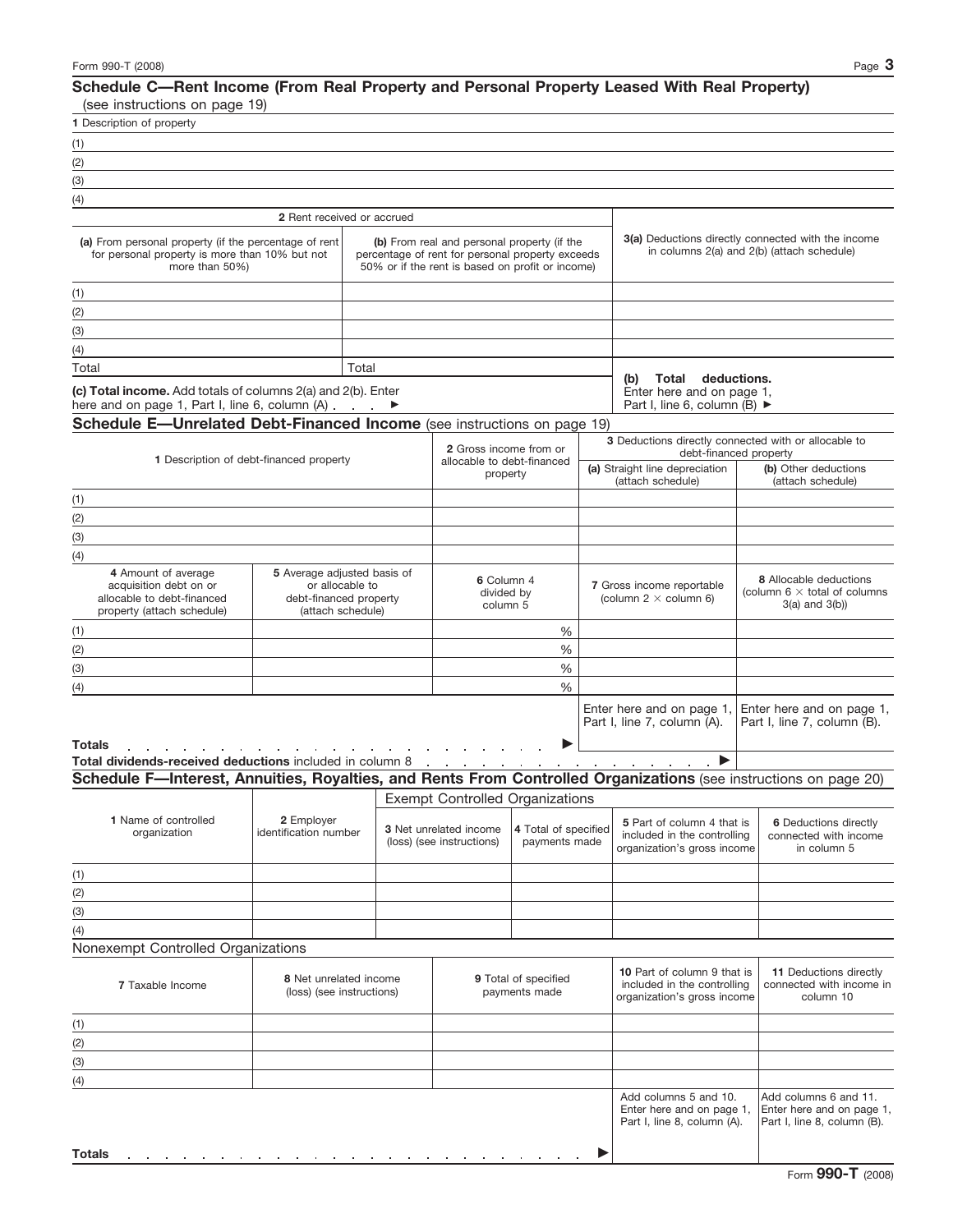## Schedule C—Rent Income (From Real Property and Personal Property Leased With Real Property)

(see instructions on page 19)

**1** Description of property

(1)

(2)

(3)

(4)

| **2** Rent received or accrued | | **3(a)** Deductions directly connected with the income in columns 2(a) and 2(b) (attach schedule) |
|---|---|---|
| **(a)** From personal property (if the percentage of rent for personal property is more than 10% but not more than 50%) | **(b)** From real and personal property (if the percentage of rent for personal property exceeds 50% or if the rent is based on profit or income) | |
| (1) | | |
| (2) | | |
| (3) | | |
| (4) | | |
| Total | Total | |

**(c) Total income.** Add totals of columns 2(a) and 2(b). Enter here and on page 1, Part I, line 6, column (A) . . . . ▶

**(b) Total deductions.** Enter here and on page 1, Part I, line 6, column (B) ▶

## Schedule E—Unrelated Debt-Financed Income (see instructions on page 19)

| **1** Description of debt-financed property | **2** Gross income from or allocable to debt-financed property | **3** Deductions directly connected with or allocable to debt-financed property | |
|---|---|---|---|
| | | **(a)** Straight line depreciation (attach schedule) | **(b)** Other deductions (attach schedule) |
| (1) | | | |
| (2) | | | |
| (3) | | | |
| (4) | | | |

| **4** Amount of average acquisition debt on or allocable to debt-financed property (attach schedule) | **5** Average adjusted basis of or allocable to debt-financed property (attach schedule) | **6** Column 4 divided by column 5 | **7** Gross income reportable (column 2 × column 6) | **8** Allocable deductions (column 6 × total of columns 3(a) and 3(b)) |
|---|---|---|---|---|
| (1) | | % | | |
| (2) | | % | | |
| (3) | | % | | |
| (4) | | % | | |
| | | | Enter here and on page 1, Part I, line 7, column (A). | Enter here and on page 1, Part I, line 7, column (B). |
| **Totals** . . . . . . . . . . . . . . . . . . . . . . ▶ | | | | |
| **Total dividends-received deductions** included in column 8 . . . . . . . . . . . . . . . . ▶ | | | | |

## Schedule F—Interest, Annuities, Royalties, and Rents From Controlled Organizations (see instructions on page 20)

| | | Exempt Controlled Organizations | | | |
|---|---|---|---|---|---|
| **1** Name of controlled organization | **2** Employer identification number | **3** Net unrelated income (loss) (see instructions) | **4** Total of specified payments made | **5** Part of column 4 that is included in the controlling organization's gross income | **6** Deductions directly connected with income in column 5 |
| (1) | | | | | |
| (2) | | | | | |
| (3) | | | | | |
| (4) | | | | | |

Nonexempt Controlled Organizations

| **7** Taxable Income | **8** Net unrelated income (loss) (see instructions) | **9** Total of specified payments made | **10** Part of column 9 that is included in the controlling organization's gross income | **11** Deductions directly connected with income in column 10 |
|---|---|---|---|---|
| (1) | | | | |
| (2) | | | | |
| (3) | | | | |
| (4) | | | | |
| | | | Add columns 5 and 10. Enter here and on page 1, Part I, line 8, column (A). | Add columns 6 and 11. Enter here and on page 1, Part I, line 8, column (B). |
| **Totals** . . . . . . . . . . . . . . . . . . . . . . ▶ | | | | |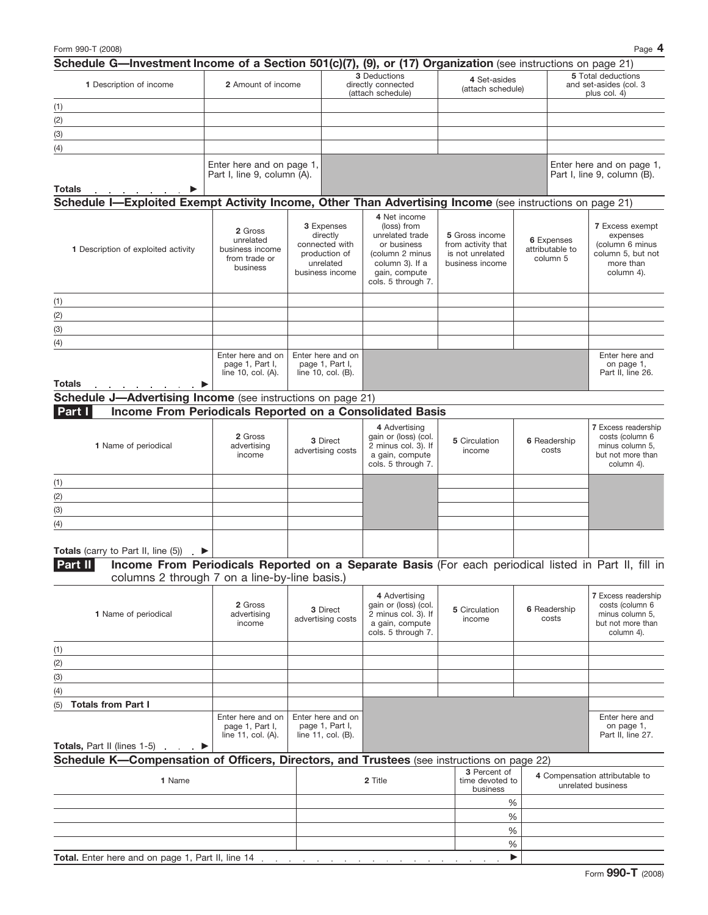## Schedule G—Investment Income of a Section 501(c)(7), (9), or (17) Organization (see instructions on page 21)

| 1 Description of income | 2 Amount of income | 3 Deductions directly connected (attach schedule) | 4 Set-asides (attach schedule) | 5 Total deductions and set-asides (col. 3 plus col. 4) |
|---|---|---|---|---|
| (1) | | | | |
| (2) | | | | |
| (3) | | | | |
| (4) | | | | |
| **Totals** ▶ | Enter here and on page 1, Part I, line 9, column (A). | | | Enter here and on page 1, Part I, line 9, column (B). |

## Schedule I—Exploited Exempt Activity Income, Other Than Advertising Income (see instructions on page 21)

| 1 Description of exploited activity | 2 Gross unrelated business income from trade or business | 3 Expenses directly connected with production of unrelated business income | 4 Net income (loss) from unrelated trade or business (column 2 minus column 3). If a gain, compute cols. 5 through 7. | 5 Gross income from activity that is not unrelated business income | 6 Expenses attributable to column 5 | 7 Excess exempt expenses (column 6 minus column 5, but not more than column 4). |
|---|---|---|---|---|---|---|
| (1) | | | | | | |
| (2) | | | | | | |
| (3) | | | | | | |
| (4) | | | | | | |
| **Totals** ▶ | Enter here and on page 1, Part I, line 10, col. (A). | Enter here and on page 1, Part I, line 10, col. (B). | | | | Enter here and on page 1, Part II, line 26. |

## Schedule J—Advertising Income (see instructions on page 21)

### Part I Income From Periodicals Reported on a Consolidated Basis

| 1 Name of periodical | 2 Gross advertising income | 3 Direct advertising costs | 4 Advertising gain or (loss) (col. 2 minus col. 3). If a gain, compute cols. 5 through 7. | 5 Circulation income | 6 Readership costs | 7 Excess readership costs (column 6 minus column 5, but not more than column 4). |
|---|---|---|---|---|---|---|
| (1) | | | | | | |
| (2) | | | | | | |
| (3) | | | | | | |
| (4) | | | | | | |
| **Totals** (carry to Part II, line (5)) ▶ | | | | | | |

### Part II Income From Periodicals Reported on a Separate Basis (For each periodical listed in Part II, fill in columns 2 through 7 on a line-by-line basis.)

| 1 Name of periodical | 2 Gross advertising income | 3 Direct advertising costs | 4 Advertising gain or (loss) (col. 2 minus col. 3). If a gain, compute cols. 5 through 7. | 5 Circulation income | 6 Readership costs | 7 Excess readership costs (column 6 minus column 5, but not more than column 4). |
|---|---|---|---|---|---|---|
| (1) | | | | | | |
| (2) | | | | | | |
| (3) | | | | | | |
| (4) | | | | | | |
| (5) **Totals from Part I** | | | | | | |
| **Totals,** Part II (lines 1-5) ▶ | Enter here and on page 1, Part I, line 11, col. (A). | Enter here and on page 1, Part I, line 11, col. (B). | | | | Enter here and on page 1, Part II, line 27. |

## Schedule K—Compensation of Officers, Directors, and Trustees (see instructions on page 22)

| 1 Name | 2 Title | 3 Percent of time devoted to business | 4 Compensation attributable to unrelated business |
|---|---|---|---|
| | | % | |
| | | % | |
| | | % | |
| | | % | |
| **Total.** Enter here and on page 1, Part II, line 14 ▶ | | | |